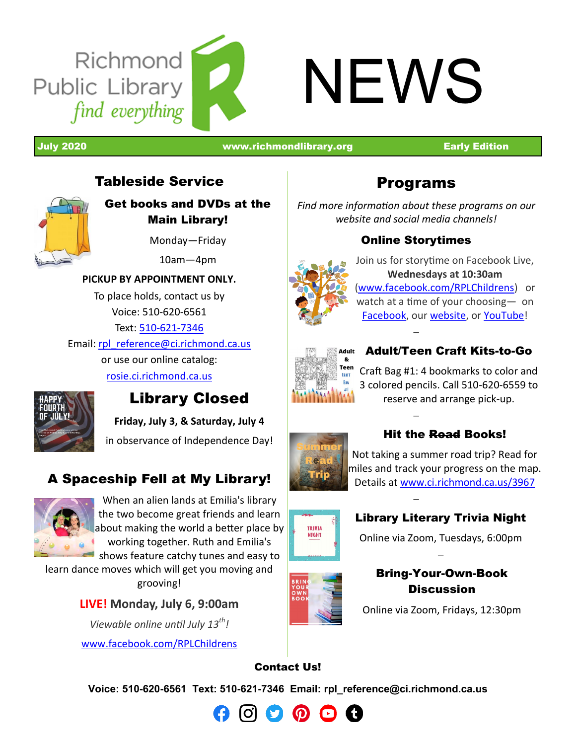# Richmond Public Library NEWS

*find everything*

**July 2020** | **www.richmondlibrary.org** | **Early Edition**

## Tableside Service

### Get books and DVDs at the Main Library!

Monday—Friday

10am—4pm

**PICKUP BY APPOINTMENT ONLY.**

To place holds, contact us by

Voice: 510-620-6561

Text: 510-621-7346

Email: rpl_reference@ci.richmond.ca.us

or use our online catalog:

rosie.ci.richmond.ca.us

## Library Closed

**Friday, July 3, & Saturday, July 4**

in observance of Independence Day!

## A Spaceship Fell at My Library!

When an alien lands at Emilia's library the two become great friends and learn about making the world a better place by working together. Ruth and Emilia's shows feature catchy tunes and easy to learn dance moves which will get you moving and grooving!

**LIVE! Monday, July 6, 9:00am**

*Viewable online until July 13th!*

www.facebook.com/RPLChildrens

## Programs

*Find more information about these programs on our website and social media channels!*

### Online Storytimes

Join us for storytime on Facebook Live, **Wednesdays at 10:30am** (www.facebook.com/RPLChildrens) or watch at a time of your choosing— on Facebook, our website, or YouTube!

### Adult/Teen Craft Kits-to-Go

Craft Bag #1: 4 bookmarks to color and 3 colored pencils. Call 510-620-6559 to reserve and arrange pick-up.

### Hit the ~~Road~~ Books!

Not taking a summer road trip? Read for miles and track your progress on the map. Details at www.ci.richmond.ca.us/3967

### Library Literary Trivia Night

Online via Zoom, Tuesdays, 6:00pm

### Bring-Your-Own-Book Discussion

Online via Zoom, Fridays, 12:30pm

**Contact Us!**

**Voice: 510-620-6561 Text: 510-621-7346 Email: rpl_reference@ci.richmond.ca.us**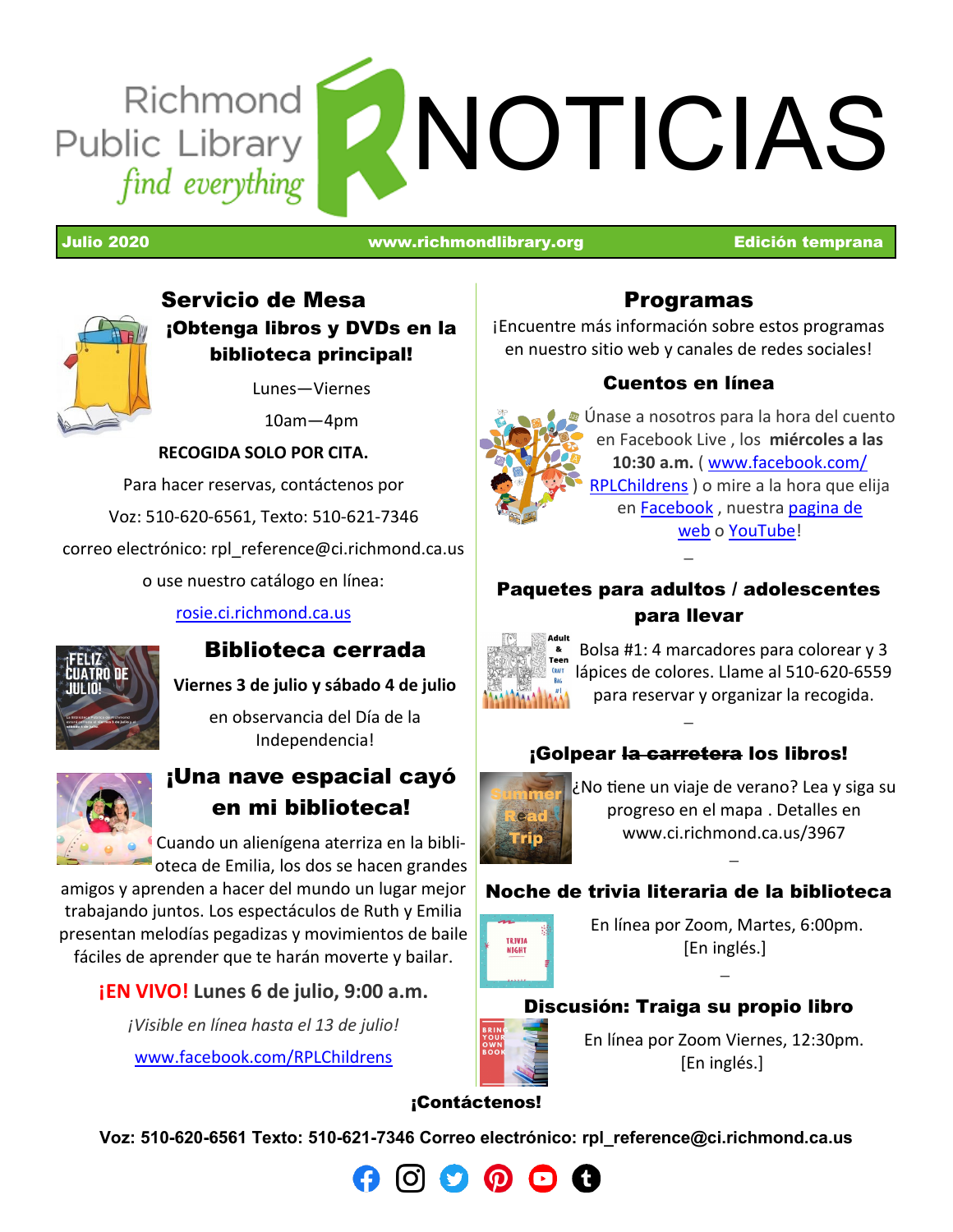# Richmond Public Library *find everything* NOTICIAS

**Julio 2020** | **www.richmondlibrary.org** | **Edición temprana**

## Servicio de Mesa

### ¡Obtenga libros y DVDs en la biblioteca principal!

Lunes—Viernes

10am—4pm

**RECOGIDA SOLO POR CITA.**

Para hacer reservas, contáctenos por

Voz: 510-620-6561, Texto: 510-621-7346

correo electrónico: rpl_reference@ci.richmond.ca.us

o use nuestro catálogo en línea:

rosie.ci.richmond.ca.us

## Biblioteca cerrada

**Viernes 3 de julio y sábado 4 de julio**

en observancia del Día de la Independencia!

## ¡Una nave espacial cayó en mi biblioteca!

Cuando un alienígena aterriza en la biblioteca de Emilia, los dos se hacen grandes amigos y aprenden a hacer del mundo un lugar mejor trabajando juntos. Los espectáculos de Ruth y Emilia presentan melodías pegadizas y movimientos de baile fáciles de aprender que te harán moverte y bailar.

**¡EN VIVO! Lunes 6 de julio, 9:00 a.m.**

*¡Visible en línea hasta el 13 de julio!*

www.facebook.com/RPLChildrens

## Programas

¡Encuentre más información sobre estos programas en nuestro sitio web y canales de redes sociales!

### Cuentos en línea

Únase a nosotros para la hora del cuento en Facebook Live , los **miércoles a las 10:30 a.m.** ( www.facebook.com/RPLChildrens ) o mire a la hora que elija en Facebook , nuestra pagina de web o YouTube!

### Paquetes para adultos / adolescentes para llevar

Bolsa #1: 4 marcadores para colorear y 3 lápices de colores. Llame al 510-620-6559 para reservar y organizar la recogida.

### ¡Golpear ~~la carretera~~ los libros!

¿No tiene un viaje de verano? Lea y siga su progreso en el mapa . Detalles en www.ci.richmond.ca.us/3967

### Noche de trivia literaria de la biblioteca

En línea por Zoom, Martes, 6:00pm. [En inglés.]

### Discusión: Traiga su propio libro

En línea por Zoom Viernes, 12:30pm. [En inglés.]

**¡Contáctenos!**

**Voz: 510-620-6561 Texto: 510-621-7346 Correo electrónico: rpl_reference@ci.richmond.ca.us**